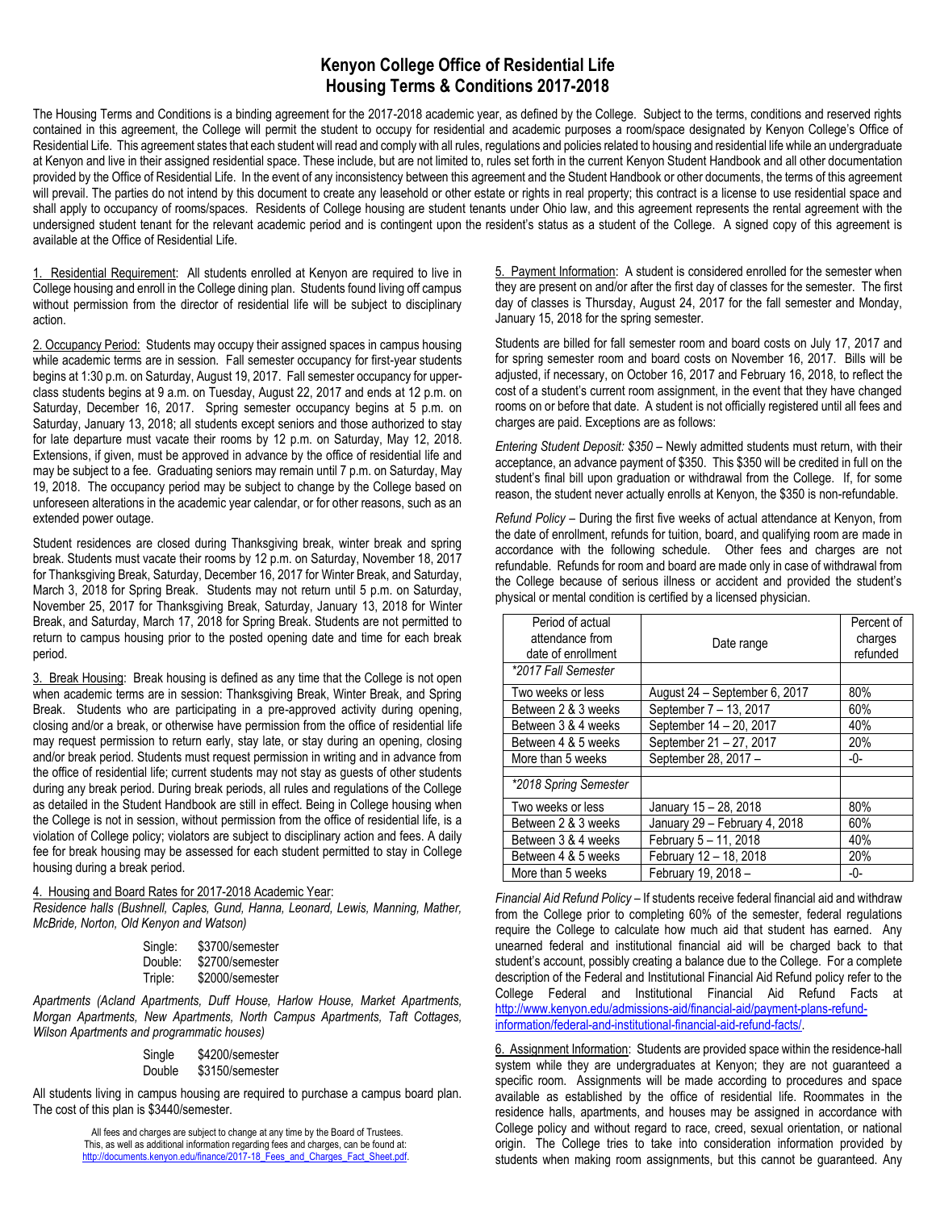# Kenyon College Office of Residential Life
## Housing Terms & Conditions 2017-2018

The Housing Terms and Conditions is a binding agreement for the 2017-2018 academic year, as defined by the College. Subject to the terms, conditions and reserved rights contained in this agreement, the College will permit the student to occupy for residential and academic purposes a room/space designated by Kenyon College's Office of Residential Life. This agreement states that each student will read and comply with all rules, regulations and policies related to housing and residential life while an undergraduate at Kenyon and live in their assigned residential space. These include, but are not limited to, rules set forth in the current Kenyon Student Handbook and all other documentation provided by the Office of Residential Life. In the event of any inconsistency between this agreement and the Student Handbook or other documents, the terms of this agreement will prevail. The parties do not intend by this document to create any leasehold or other estate or rights in real property; this contract is a license to use residential space and shall apply to occupancy of rooms/spaces. Residents of College housing are student tenants under Ohio law, and this agreement represents the rental agreement with the undersigned student tenant for the relevant academic period and is contingent upon the resident's status as a student of the College. A signed copy of this agreement is available at the Office of Residential Life.

1. Residential Requirement: All students enrolled at Kenyon are required to live in College housing and enroll in the College dining plan. Students found living off campus without permission from the director of residential life will be subject to disciplinary action.

2. Occupancy Period: Students may occupy their assigned spaces in campus housing while academic terms are in session. Fall semester occupancy for first-year students begins at 1:30 p.m. on Saturday, August 19, 2017. Fall semester occupancy for upper-class students begins at 9 a.m. on Tuesday, August 22, 2017 and ends at 12 p.m. on Saturday, December 16, 2017. Spring semester occupancy begins at 5 p.m. on Saturday, January 13, 2018; all students except seniors and those authorized to stay for late departure must vacate their rooms by 12 p.m. on Saturday, May 12, 2018. Extensions, if given, must be approved in advance by the office of residential life and may be subject to a fee. Graduating seniors may remain until 7 p.m. on Saturday, May 19, 2018. The occupancy period may be subject to change by the College based on unforeseen alterations in the academic year calendar, or for other reasons, such as an extended power outage.

Student residences are closed during Thanksgiving break, winter break and spring break. Students must vacate their rooms by 12 p.m. on Saturday, November 18, 2017 for Thanksgiving Break, Saturday, December 16, 2017 for Winter Break, and Saturday, March 3, 2018 for Spring Break. Students may not return until 5 p.m. on Saturday, November 25, 2017 for Thanksgiving Break, Saturday, January 13, 2018 for Winter Break, and Saturday, March 17, 2018 for Spring Break. Students are not permitted to return to campus housing prior to the posted opening date and time for each break period.

3. Break Housing: Break housing is defined as any time that the College is not open when academic terms are in session: Thanksgiving Break, Winter Break, and Spring Break. Students who are participating in a pre-approved activity during opening, closing and/or a break, or otherwise have permission from the office of residential life may request permission to return early, stay late, or stay during an opening, closing and/or break period. Students must request permission in writing and in advance from the office of residential life; current students may not stay as guests of other students during any break period. During break periods, all rules and regulations of the College as detailed in the Student Handbook are still in effect. Being in College housing when the College is not in session, without permission from the office of residential life, is a violation of College policy; violators are subject to disciplinary action and fees. A daily fee for break housing may be assessed for each student permitted to stay in College housing during a break period.

4. Housing and Board Rates for 2017-2018 Academic Year:

*Residence halls (Bushnell, Caples, Gund, Hanna, Leonard, Lewis, Manning, Mather, McBride, Norton, Old Kenyon and Watson)*

Single: $3700/semester
Double: $2700/semester
Triple: $2000/semester

*Apartments (Acland Apartments, Duff House, Harlow House, Market Apartments, Morgan Apartments, New Apartments, North Campus Apartments, Taft Cottages, Wilson Apartments and programmatic houses)*

Single $4200/semester
Double $3150/semester

All students living in campus housing are required to purchase a campus board plan. The cost of this plan is $3440/semester.

All fees and charges are subject to change at any time by the Board of Trustees. This, as well as additional information regarding fees and charges, can be found at: http://documents.kenyon.edu/finance/2017-18_Fees_and_Charges_Fact_Sheet.pdf.

5. Payment Information: A student is considered enrolled for the semester when they are present on and/or after the first day of classes for the semester. The first day of classes is Thursday, August 24, 2017 for the fall semester and Monday, January 15, 2018 for the spring semester.

Students are billed for fall semester room and board costs on July 17, 2017 and for spring semester room and board costs on November 16, 2017. Bills will be adjusted, if necessary, on October 16, 2017 and February 16, 2018, to reflect the cost of a student's current room assignment, in the event that they have changed rooms on or before that date. A student is not officially registered until all fees and charges are paid. Exceptions are as follows:

*Entering Student Deposit: $350* – Newly admitted students must return, with their acceptance, an advance payment of $350. This $350 will be credited in full on the student's final bill upon graduation or withdrawal from the College. If, for some reason, the student never actually enrolls at Kenyon, the $350 is non-refundable.

*Refund Policy* – During the first five weeks of actual attendance at Kenyon, from the date of enrollment, refunds for tuition, board, and qualifying room are made in accordance with the following schedule. Other fees and charges are not refundable. Refunds for room and board are made only in case of withdrawal from the College because of serious illness or accident and provided the student's physical or mental condition is certified by a licensed physician.

| Period of actual attendance from date of enrollment | Date range | Percent of charges refunded |
|---|---|---|
| *\*2017 Fall Semester* | | |
| Two weeks or less | August 24 – September 6, 2017 | 80% |
| Between 2 & 3 weeks | September 7 – 13, 2017 | 60% |
| Between 3 & 4 weeks | September 14 – 20, 2017 | 40% |
| Between 4 & 5 weeks | September 21 – 27, 2017 | 20% |
| More than 5 weeks | September 28, 2017 – | -0- |
| *\*2018 Spring Semester* | | |
| Two weeks or less | January 15 – 28, 2018 | 80% |
| Between 2 & 3 weeks | January 29 – February 4, 2018 | 60% |
| Between 3 & 4 weeks | February 5 – 11, 2018 | 40% |
| Between 4 & 5 weeks | February 12 – 18, 2018 | 20% |
| More than 5 weeks | February 19, 2018 – | -0- |

*Financial Aid Refund Policy* – If students receive federal financial aid and withdraw from the College prior to completing 60% of the semester, federal regulations require the College to calculate how much aid that student has earned. Any unearned federal and institutional financial aid will be charged back to that student's account, possibly creating a balance due to the College. For a complete description of the Federal and Institutional Financial Aid Refund policy refer to the College Federal and Institutional Financial Aid Refund Facts at http://www.kenyon.edu/admissions-aid/financial-aid/payment-plans-refund-information/federal-and-institutional-financial-aid-refund-facts/.

6. Assignment Information: Students are provided space within the residence-hall system while they are undergraduates at Kenyon; they are not guaranteed a specific room. Assignments will be made according to procedures and space available as established by the office of residential life. Roommates in the residence halls, apartments, and houses may be assigned in accordance with College policy and without regard to race, creed, sexual orientation, or national origin. The College tries to take into consideration information provided by students when making room assignments, but this cannot be guaranteed. Any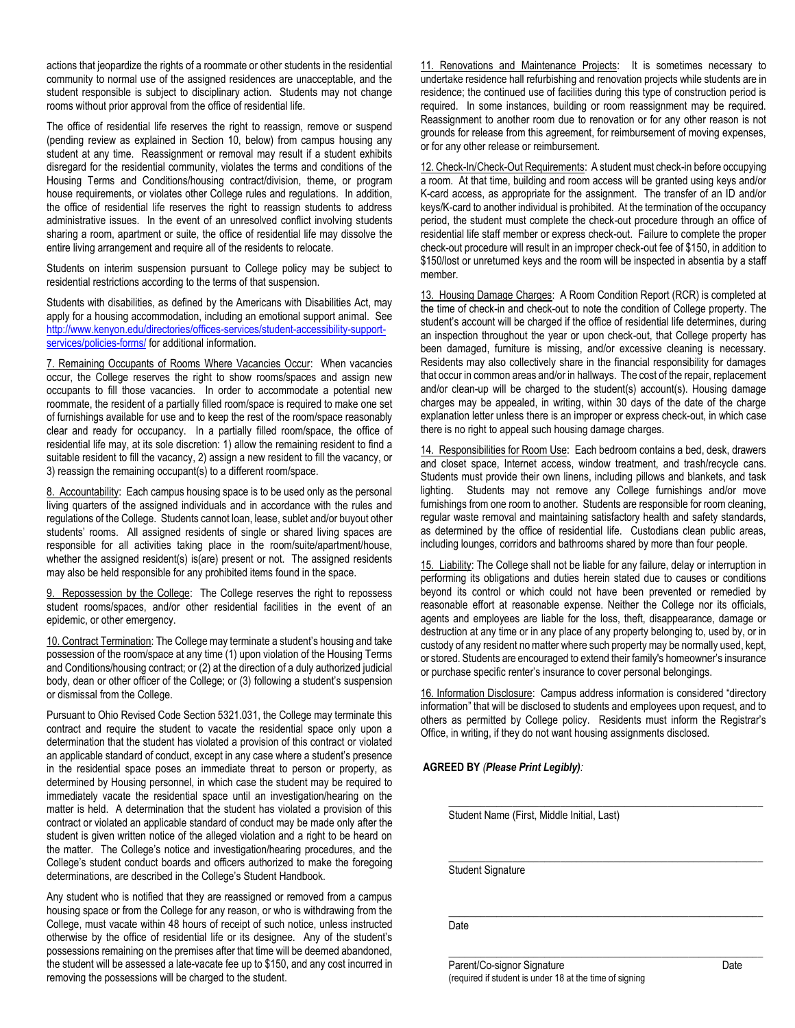actions that jeopardize the rights of a roommate or other students in the residential community to normal use of the assigned residences are unacceptable, and the student responsible is subject to disciplinary action. Students may not change rooms without prior approval from the office of residential life.

The office of residential life reserves the right to reassign, remove or suspend (pending review as explained in Section 10, below) from campus housing any student at any time. Reassignment or removal may result if a student exhibits disregard for the residential community, violates the terms and conditions of the Housing Terms and Conditions/housing contract/division, theme, or program house requirements, or violates other College rules and regulations. In addition, the office of residential life reserves the right to reassign students to address administrative issues. In the event of an unresolved conflict involving students sharing a room, apartment or suite, the office of residential life may dissolve the entire living arrangement and require all of the residents to relocate.

Students on interim suspension pursuant to College policy may be subject to residential restrictions according to the terms of that suspension.

Students with disabilities, as defined by the Americans with Disabilities Act, may apply for a housing accommodation, including an emotional support animal. See http://www.kenyon.edu/directories/offices-services/student-accessibility-support-services/policies-forms/ for additional information.

7. Remaining Occupants of Rooms Where Vacancies Occur: When vacancies occur, the College reserves the right to show rooms/spaces and assign new occupants to fill those vacancies. In order to accommodate a potential new roommate, the resident of a partially filled room/space is required to make one set of furnishings available for use and to keep the rest of the room/space reasonably clear and ready for occupancy. In a partially filled room/space, the office of residential life may, at its sole discretion: 1) allow the remaining resident to find a suitable resident to fill the vacancy, 2) assign a new resident to fill the vacancy, or 3) reassign the remaining occupant(s) to a different room/space.

8. Accountability: Each campus housing space is to be used only as the personal living quarters of the assigned individuals and in accordance with the rules and regulations of the College. Students cannot loan, lease, sublet and/or buyout other students' rooms. All assigned residents of single or shared living spaces are responsible for all activities taking place in the room/suite/apartment/house, whether the assigned resident(s) is(are) present or not. The assigned residents may also be held responsible for any prohibited items found in the space.

9. Repossession by the College: The College reserves the right to repossess student rooms/spaces, and/or other residential facilities in the event of an epidemic, or other emergency.

10. Contract Termination: The College may terminate a student's housing and take possession of the room/space at any time (1) upon violation of the Housing Terms and Conditions/housing contract; or (2) at the direction of a duly authorized judicial body, dean or other officer of the College; or (3) following a student's suspension or dismissal from the College.

Pursuant to Ohio Revised Code Section 5321.031, the College may terminate this contract and require the student to vacate the residential space only upon a determination that the student has violated a provision of this contract or violated an applicable standard of conduct, except in any case where a student's presence in the residential space poses an immediate threat to person or property, as determined by Housing personnel, in which case the student may be required to immediately vacate the residential space until an investigation/hearing on the matter is held. A determination that the student has violated a provision of this contract or violated an applicable standard of conduct may be made only after the student is given written notice of the alleged violation and a right to be heard on the matter. The College's notice and investigation/hearing procedures, and the College's student conduct boards and officers authorized to make the foregoing determinations, are described in the College's Student Handbook.

Any student who is notified that they are reassigned or removed from a campus housing space or from the College for any reason, or who is withdrawing from the College, must vacate within 48 hours of receipt of such notice, unless instructed otherwise by the office of residential life or its designee. Any of the student's possessions remaining on the premises after that time will be deemed abandoned, the student will be assessed a late-vacate fee up to $150, and any cost incurred in removing the possessions will be charged to the student.

11. Renovations and Maintenance Projects: It is sometimes necessary to undertake residence hall refurbishing and renovation projects while students are in residence; the continued use of facilities during this type of construction period is required. In some instances, building or room reassignment may be required. Reassignment to another room due to renovation or for any other reason is not grounds for release from this agreement, for reimbursement of moving expenses, or for any other release or reimbursement.

12. Check-In/Check-Out Requirements: A student must check-in before occupying a room. At that time, building and room access will be granted using keys and/or K-card access, as appropriate for the assignment. The transfer of an ID and/or keys/K-card to another individual is prohibited. At the termination of the occupancy period, the student must complete the check-out procedure through an office of residential life staff member or express check-out. Failure to complete the proper check-out procedure will result in an improper check-out fee of $150, in addition to $150/lost or unreturned keys and the room will be inspected in absentia by a staff member.

13. Housing Damage Charges: A Room Condition Report (RCR) is completed at the time of check-in and check-out to note the condition of College property. The student's account will be charged if the office of residential life determines, during an inspection throughout the year or upon check-out, that College property has been damaged, furniture is missing, and/or excessive cleaning is necessary. Residents may also collectively share in the financial responsibility for damages that occur in common areas and/or in hallways. The cost of the repair, replacement and/or clean-up will be charged to the student(s) account(s). Housing damage charges may be appealed, in writing, within 30 days of the date of the charge explanation letter unless there is an improper or express check-out, in which case there is no right to appeal such housing damage charges.

14. Responsibilities for Room Use: Each bedroom contains a bed, desk, drawers and closet space, Internet access, window treatment, and trash/recycle cans. Students must provide their own linens, including pillows and blankets, and task lighting. Students may not remove any College furnishings and/or move furnishings from one room to another. Students are responsible for room cleaning, regular waste removal and maintaining satisfactory health and safety standards, as determined by the office of residential life. Custodians clean public areas, including lounges, corridors and bathrooms shared by more than four people.

15. Liability: The College shall not be liable for any failure, delay or interruption in performing its obligations and duties herein stated due to causes or conditions beyond its control or which could not have been prevented or remedied by reasonable effort at reasonable expense. Neither the College nor its officials, agents and employees are liable for the loss, theft, disappearance, damage or destruction at any time or in any place of any property belonging to, used by, or in custody of any resident no matter where such property may be normally used, kept, or stored. Students are encouraged to extend their family's homeowner's insurance or purchase specific renter's insurance to cover personal belongings.

16. Information Disclosure: Campus address information is considered "directory information" that will be disclosed to students and employees upon request, and to others as permitted by College policy. Residents must inform the Registrar's Office, in writing, if they do not want housing assignments disclosed.

**AGREED BY** ***(Please Print Legibly)*:**

\_\_\_\_\_\_\_\_\_\_\_\_\_\_\_\_\_\_\_\_\_\_\_\_\_\_\_\_\_\_\_\_\_\_\_\_\_\_\_\_\_\_\_\_

Student Name (First, Middle Initial, Last)

\_\_\_\_\_\_\_\_\_\_\_\_\_\_\_\_\_\_\_\_\_\_\_\_\_\_\_\_\_\_\_\_\_\_\_\_\_\_\_\_\_\_\_\_

Student Signature

\_\_\_\_\_\_\_\_\_\_\_\_\_\_\_\_\_\_\_\_\_\_\_\_\_\_\_\_\_\_\_\_\_\_\_\_\_\_\_\_\_\_\_\_

Date

\_\_\_\_\_\_\_\_\_\_\_\_\_\_\_\_\_\_\_\_\_\_\_\_\_\_\_\_\_\_\_\_\_\_\_\_\_\_\_\_\_\_\_\_

Parent/Co-signor Signature Date
(required if student is under 18 at the time of signing